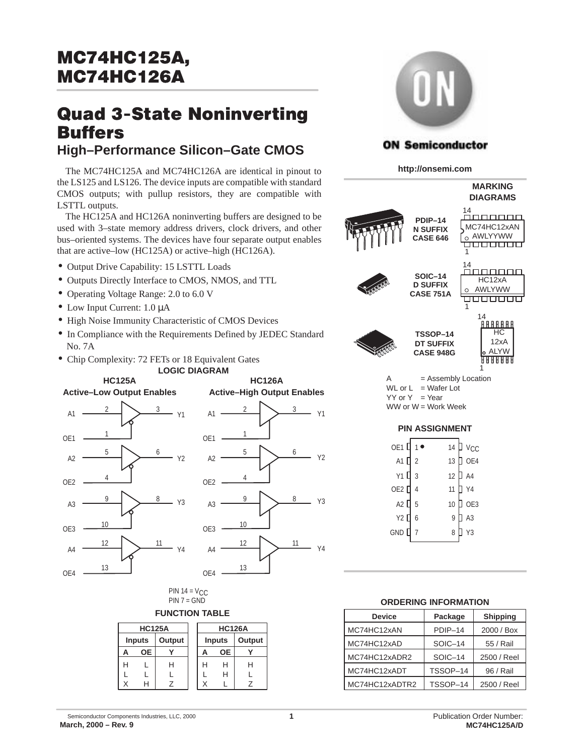# MC74HC125A, MC74HC126A

# Quad 3-State Noninverting Buffers

## High–Performance Silicon–Gate CMOS

The MC74HC125A and MC74HC126A are identical in pinout to the LS125 and LS126. The device inputs are compatible with standard CMOS outputs; with pullup resistors, they are compatible with LSTTL outputs.

The HC125A and HC126A noninverting buffers are designed to be used with 3–state memory address drivers, clock drivers, and other bus–oriented systems. The devices have four separate output enables that are active–low (HC125A) or active–high (HC126A).

- Output Drive Capability: 15 LSTTL Loads
- Outputs Directly Interface to CMOS, NMOS, and TTL
- Operating Voltage Range: 2.0 to 6.0 V
- Low Input Current: 1.0 μA
- High Noise Immunity Characteristic of CMOS Devices
- In Compliance with the Requirements Defined by JEDEC Standard No. 7A
- Chip Complexity: 72 FETs or 18 Equivalent Gates

ON Semiconductor

http://onsemi.com

### MARKING DIAGRAMS

PDIP–14
N SUFFIX
CASE 646

MC74HC12xAN
AWLYYWW

SOIC–14
D SUFFIX
CASE 751A

HC12xA
AWLYWW

TSSOP–14
DT SUFFIX
CASE 948G

HC
12xA
ALYW

A = Assembly Location
WL or L = Wafer Lot
YY or Y = Year
WW or W = Work Week

### LOGIC DIAGRAM

**HC125A**
**Active–Low Output Enables**

**HC126A**
**Active–High Output Enables**

A1 (2) → Y1 (3), OE1 (1)
A2 (5) → Y2 (6), OE2 (4)
A3 (9) → Y3 (8), OE3 (10)
A4 (12) → Y4 (11), OE4 (13)

PIN 14 = $V_{CC}$
PIN 7 = GND

### PIN ASSIGNMENT

| Pin | Name | Pin | Name |
|---|---|---|---|
| 1 | OE1 | 14 | $V_{CC}$ |
| 2 | A1 | 13 | OE4 |
| 3 | Y1 | 12 | A4 |
| 4 | OE2 | 11 | Y4 |
| 5 | A2 | 10 | OE3 |
| 6 | Y2 | 9 | A3 |
| 7 | GND | 8 | Y3 |

### FUNCTION TABLE

**HC125A**

| A | OE | Y |
|---|---|---|
| H | L | H |
| L | L | L |
| X | H | Z |

**HC126A**

| A | OE | Y |
|---|---|---|
| H | H | H |
| L | H | L |
| X | L | Z |

### ORDERING INFORMATION

| Device | Package | Shipping |
|---|---|---|
| MC74HC12xAN | PDIP–14 | 2000 / Box |
| MC74HC12xAD | SOIC–14 | 55 / Rail |
| MC74HC12xADR2 | SOIC–14 | 2500 / Reel |
| MC74HC12xADT | TSSOP–14 | 96 / Rail |
| MC74HC12xADTR2 | TSSOP–14 | 2500 / Reel |

Semiconductor Components Industries, LLC, 2000
March, 2000 – Rev. 9

Publication Order Number:
MC74HC125A/D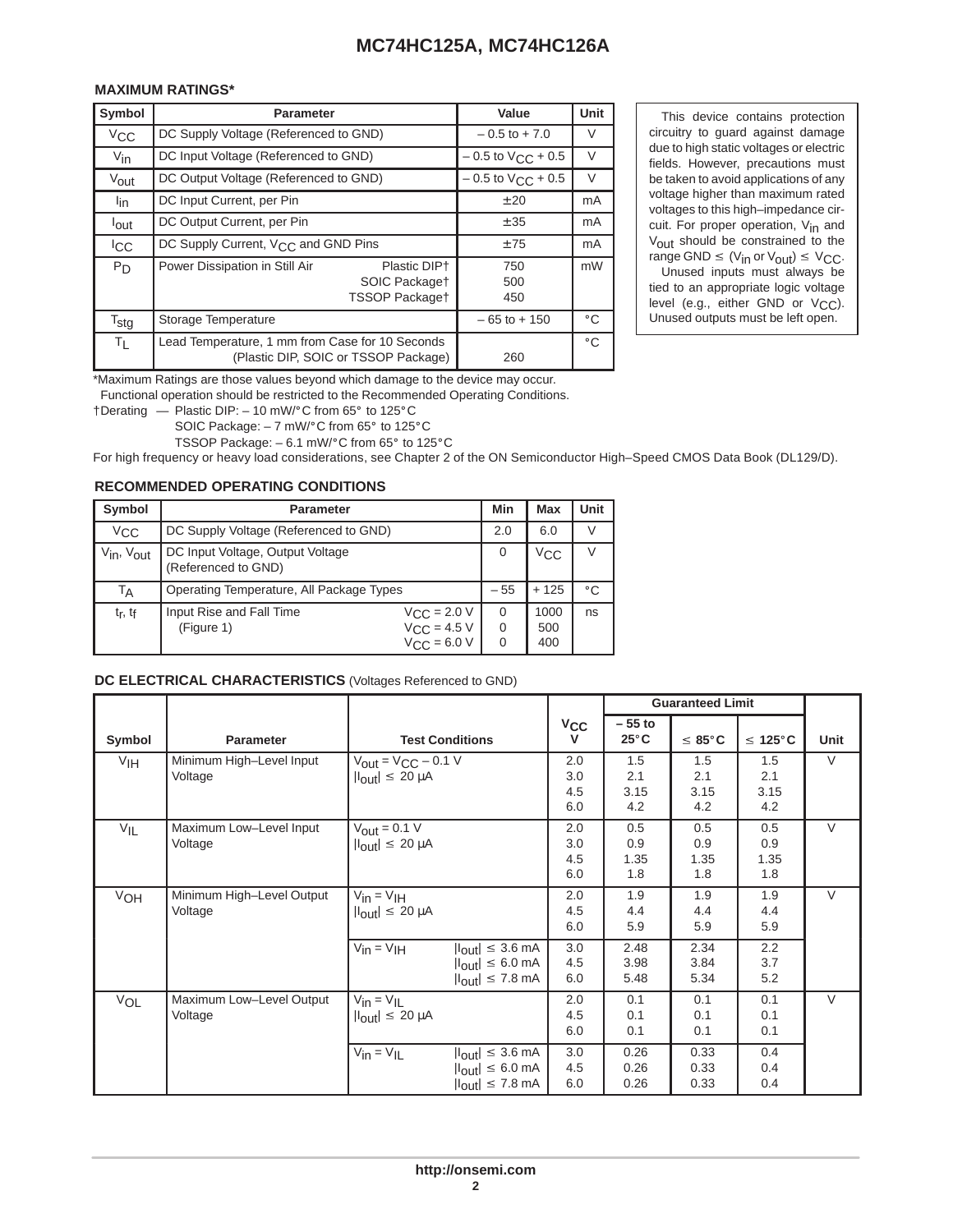## MAXIMUM RATINGS*

| Symbol | Parameter | | Value | Unit |
|---|---|---|---|---|
| $V_{CC}$ | DC Supply Voltage (Referenced to GND) | | – 0.5 to + 7.0 | V |
| $V_{in}$ | DC Input Voltage (Referenced to GND) | | – 0.5 to $V_{CC}$ + 0.5 | V |
| $V_{out}$ | DC Output Voltage (Referenced to GND) | | – 0.5 to $V_{CC}$ + 0.5 | V |
| $I_{in}$ | DC Input Current, per Pin | | ±20 | mA |
| $I_{out}$ | DC Output Current, per Pin | | ±35 | mA |
| $I_{CC}$ | DC Supply Current, $V_{CC}$ and GND Pins | | ±75 | mA |
| $P_D$ | Power Dissipation in Still Air | Plastic DIP†<br>SOIC Package†<br>TSSOP Package† | 750<br>500<br>450 | mW |
| $T_{stg}$ | Storage Temperature | | – 65 to + 150 | °C |
| $T_L$ | Lead Temperature, 1 mm from Case for 10 Seconds<br>(Plastic DIP, SOIC or TSSOP Package) | | 260 | °C |

*Maximum Ratings are those values beyond which damage to the device may occur.
Functional operation should be restricted to the Recommended Operating Conditions.

†Derating — Plastic DIP: – 10 mW/°C from 65° to 125°C
SOIC Package: – 7 mW/°C from 65° to 125°C
TSSOP Package: – 6.1 mW/°C from 65° to 125°C

For high frequency or heavy load considerations, see Chapter 2 of the ON Semiconductor High–Speed CMOS Data Book (DL129/D).

This device contains protection circuitry to guard against damage due to high static voltages or electric fields. However, precautions must be taken to avoid applications of any voltage higher than maximum rated voltages to this high–impedance circuit. For proper operation, $V_{in}$ and $V_{out}$ should be constrained to the range GND ≤ ($V_{in}$ or $V_{out}$) ≤ $V_{CC}$.

Unused inputs must always be tied to an appropriate logic voltage level (e.g., either GND or $V_{CC}$). Unused outputs must be left open.

## RECOMMENDED OPERATING CONDITIONS

| Symbol | Parameter | | Min | Max | Unit |
|---|---|---|---|---|---|
| $V_{CC}$ | DC Supply Voltage (Referenced to GND) | | 2.0 | 6.0 | V |
| $V_{in}$, $V_{out}$ | DC Input Voltage, Output Voltage (Referenced to GND) | | 0 | $V_{CC}$ | V |
| $T_A$ | Operating Temperature, All Package Types | | – 55 | + 125 | °C |
| $t_r$, $t_f$ | Input Rise and Fall Time (Figure 1) | $V_{CC}$ = 2.0 V<br>$V_{CC}$ = 4.5 V<br>$V_{CC}$ = 6.0 V | 0<br>0<br>0 | 1000<br>500<br>400 | ns |

## DC ELECTRICAL CHARACTERISTICS (Voltages Referenced to GND)

| Symbol | Parameter | Test Conditions | | $V_{CC}$ V | – 55 to 25°C | ≤ 85°C | ≤ 125°C | Unit |
|---|---|---|---|---|---|---|---|---|
| | | | | | Guaranteed Limit | | | |
| $V_{IH}$ | Minimum High–Level Input Voltage | $V_{out}$ = $V_{CC}$ – 0.1 V<br>$\lvert I_{out}\rvert$ ≤ 20 μA | | 2.0<br>3.0<br>4.5<br>6.0 | 1.5<br>2.1<br>3.15<br>4.2 | 1.5<br>2.1<br>3.15<br>4.2 | 1.5<br>2.1<br>3.15<br>4.2 | V |
| $V_{IL}$ | Maximum Low–Level Input Voltage | $V_{out}$ = 0.1 V<br>$\lvert I_{out}\rvert$ ≤ 20 μA | | 2.0<br>3.0<br>4.5<br>6.0 | 0.5<br>0.9<br>1.35<br>1.8 | 0.5<br>0.9<br>1.35<br>1.8 | 0.5<br>0.9<br>1.35<br>1.8 | V |
| $V_{OH}$ | Minimum High–Level Output Voltage | $V_{in}$ = $V_{IH}$<br>$\lvert I_{out}\rvert$ ≤ 20 μA | | 2.0<br>4.5<br>6.0 | 1.9<br>4.4<br>5.9 | 1.9<br>4.4<br>5.9 | 1.9<br>4.4<br>5.9 | V |
| | | $V_{in}$ = $V_{IH}$ | $\lvert I_{out}\rvert$ ≤ 3.6 mA<br>$\lvert I_{out}\rvert$ ≤ 6.0 mA<br>$\lvert I_{out}\rvert$ ≤ 7.8 mA | 3.0<br>4.5<br>6.0 | 2.48<br>3.98<br>5.48 | 2.34<br>3.84<br>5.34 | 2.2<br>3.7<br>5.2 | |
| $V_{OL}$ | Maximum Low–Level Output Voltage | $V_{in}$ = $V_{IL}$<br>$\lvert I_{out}\rvert$ ≤ 20 μA | | 2.0<br>4.5<br>6.0 | 0.1<br>0.1<br>0.1 | 0.1<br>0.1<br>0.1 | 0.1<br>0.1<br>0.1 | V |
| | | $V_{in}$ = $V_{IL}$ | $\lvert I_{out}\rvert$ ≤ 3.6 mA<br>$\lvert I_{out}\rvert$ ≤ 6.0 mA<br>$\lvert I_{out}\rvert$ ≤ 7.8 mA | 3.0<br>4.5<br>6.0 | 0.26<br>0.26<br>0.26 | 0.33<br>0.33<br>0.33 | 0.4<br>0.4<br>0.4 | |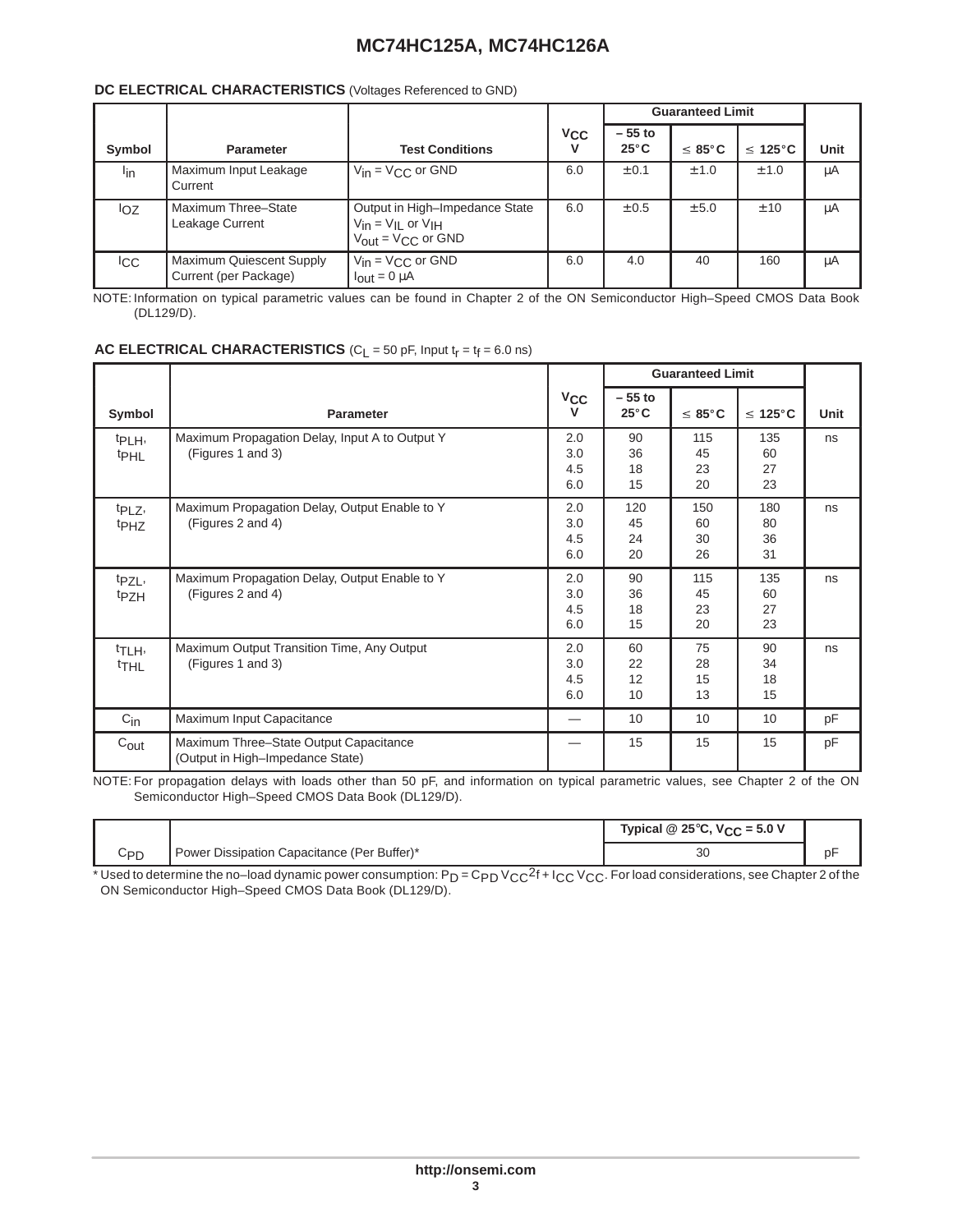**DC ELECTRICAL CHARACTERISTICS** (Voltages Referenced to GND)

| Symbol | Parameter | Test Conditions | $V_{CC}$ V | Guaranteed Limit – 55 to 25°C | ≤ 85°C | ≤ 125°C | Unit |
|---|---|---|---|---|---|---|---|
| $I_{in}$ | Maximum Input Leakage Current | $V_{in} = V_{CC}$ or GND | 6.0 | ±0.1 | ±1.0 | ±1.0 | µA |
| $I_{OZ}$ | Maximum Three–State Leakage Current | Output in High–Impedance State $V_{in} = V_{IL}$ or $V_{IH}$ $V_{out} = V_{CC}$ or GND | 6.0 | ±0.5 | ±5.0 | ±10 | µA |
| $I_{CC}$ | Maximum Quiescent Supply Current (per Package) | $V_{in} = V_{CC}$ or GND $I_{out} = 0$ µA | 6.0 | 4.0 | 40 | 160 | µA |

NOTE: Information on typical parametric values can be found in Chapter 2 of the ON Semiconductor High–Speed CMOS Data Book (DL129/D).

**AC ELECTRICAL CHARACTERISTICS** ($C_L$ = 50 pF, Input $t_r = t_f$ = 6.0 ns)

| Symbol | Parameter | $V_{CC}$ V | Guaranteed Limit – 55 to 25°C | ≤ 85°C | ≤ 125°C | Unit |
|---|---|---|---|---|---|---|
| $t_{PLH}$, $t_{PHL}$ | Maximum Propagation Delay, Input A to Output Y (Figures 1 and 3) | 2.0<br>3.0<br>4.5<br>6.0 | 90<br>36<br>18<br>15 | 115<br>45<br>23<br>20 | 135<br>60<br>27<br>23 | ns |
| $t_{PLZ}$, $t_{PHZ}$ | Maximum Propagation Delay, Output Enable to Y (Figures 2 and 4) | 2.0<br>3.0<br>4.5<br>6.0 | 120<br>45<br>24<br>20 | 150<br>60<br>30<br>26 | 180<br>80<br>36<br>31 | ns |
| $t_{PZL}$, $t_{PZH}$ | Maximum Propagation Delay, Output Enable to Y (Figures 2 and 4) | 2.0<br>3.0<br>4.5<br>6.0 | 90<br>36<br>18<br>15 | 115<br>45<br>23<br>20 | 135<br>60<br>27<br>23 | ns |
| $t_{TLH}$, $t_{THL}$ | Maximum Output Transition Time, Any Output (Figures 1 and 3) | 2.0<br>3.0<br>4.5<br>6.0 | 60<br>22<br>12<br>10 | 75<br>28<br>15<br>13 | 90<br>34<br>18<br>15 | ns |
| $C_{in}$ | Maximum Input Capacitance | — | 10 | 10 | 10 | pF |
| $C_{out}$ | Maximum Three–State Output Capacitance (Output in High–Impedance State) | — | 15 | 15 | 15 | pF |

NOTE: For propagation delays with loads other than 50 pF, and information on typical parametric values, see Chapter 2 of the ON Semiconductor High–Speed CMOS Data Book (DL129/D).

| | | Typical @ 25°C, $V_{CC}$ = 5.0 V | |
|---|---|---|---|
| $C_{PD}$ | Power Dissipation Capacitance (Per Buffer)* | 30 | pF |

* Used to determine the no–load dynamic power consumption: $P_D = C_{PD} V_{CC}{}^2 f + I_{CC} V_{CC}$. For load considerations, see Chapter 2 of the ON Semiconductor High–Speed CMOS Data Book (DL129/D).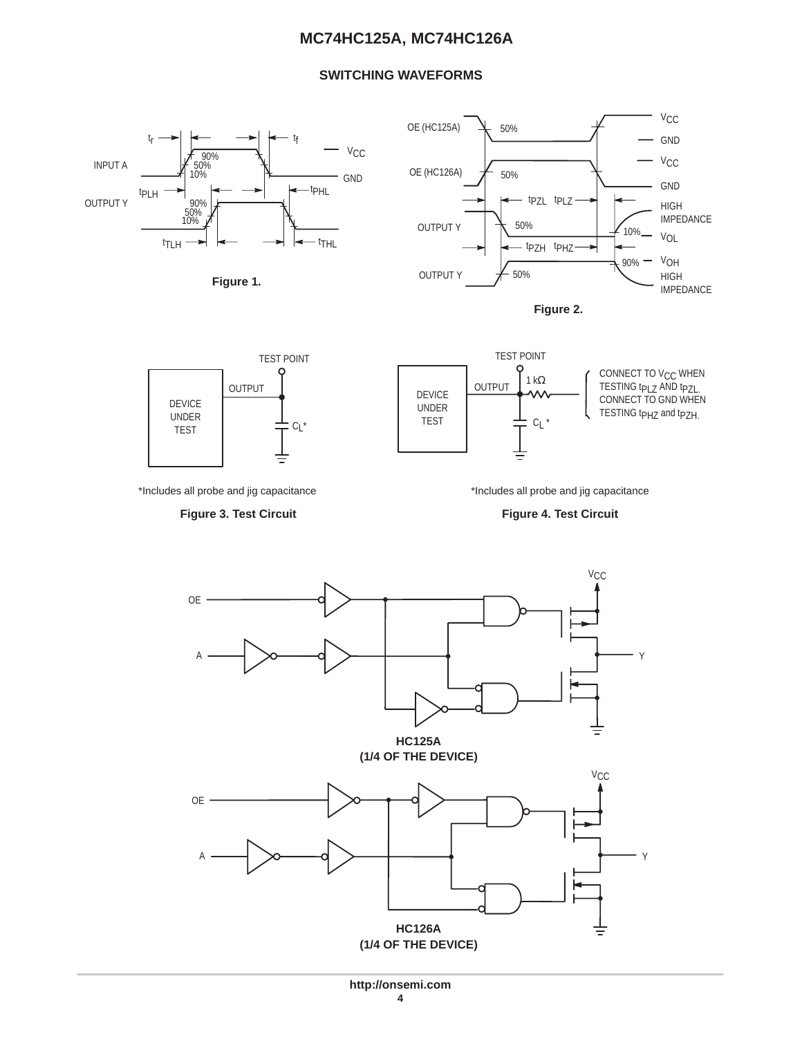## SWITCHING WAVEFORMS

Figure 1.

Figure 2.

*Includes all probe and jig capacitance

**Figure 3. Test Circuit**

*Includes all probe and jig capacitance

**Figure 4. Test Circuit**

CONNECT TO $V_{CC}$ WHEN TESTING $t_{PLZ}$ AND $t_{PZL}$.
CONNECT TO GND WHEN TESTING $t_{PHZ}$ and $t_{PZH}$.

**HC125A**
**(1/4 OF THE DEVICE)**

**HC126A**
**(1/4 OF THE DEVICE)**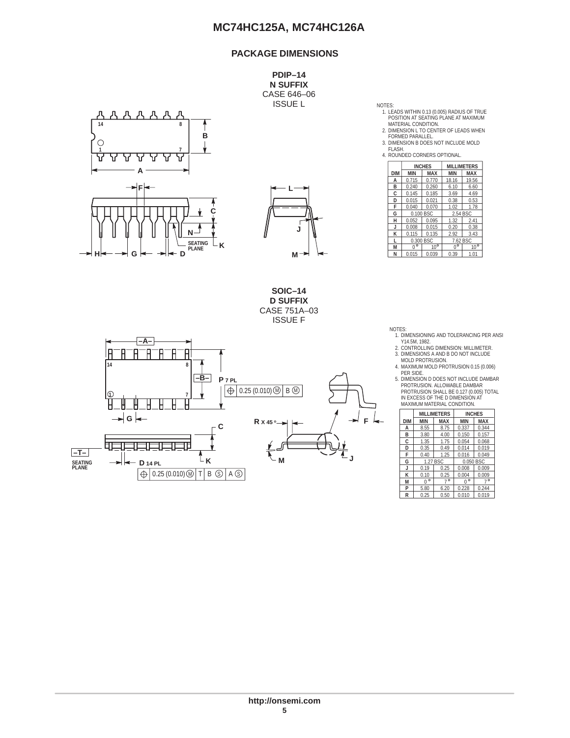## PACKAGE DIMENSIONS

### PDIP–14
**N SUFFIX**
CASE 646–06
ISSUE L

NOTES:
1. LEADS WITHIN 0.13 (0.005) RADIUS OF TRUE POSITION AT SEATING PLANE AT MAXIMUM MATERIAL CONDITION.
2. DIMENSION L TO CENTER OF LEADS WHEN FORMED PARALLEL.
3. DIMENSION B DOES NOT INCLUDE MOLD FLASH.
4. ROUNDED CORNERS OPTIONAL.

| DIM | INCHES MIN | INCHES MAX | MILLIMETERS MIN | MILLIMETERS MAX |
|---|---|---|---|---|
| A | 0.715 | 0.770 | 18.16 | 19.56 |
| B | 0.240 | 0.260 | 6.10 | 6.60 |
| C | 0.145 | 0.185 | 3.69 | 4.69 |
| D | 0.015 | 0.021 | 0.38 | 0.53 |
| F | 0.040 | 0.070 | 1.02 | 1.78 |
| G | 0.100 BSC | | 2.54 BSC | |
| H | 0.052 | 0.095 | 1.32 | 2.41 |
| J | 0.008 | 0.015 | 0.20 | 0.38 |
| K | 0.115 | 0.135 | 2.92 | 3.43 |
| L | 0.300 BSC | | 7.62 BSC | |
| M | 0° | 10° | 0° | 10° |
| N | 0.015 | 0.039 | 0.39 | 1.01 |

### SOIC–14
**D SUFFIX**
CASE 751A–03
ISSUE F

NOTES:
1. DIMENSIONING AND TOLERANCING PER ANSI Y14.5M, 1982.
2. CONTROLLING DIMENSION: MILLIMETER.
3. DIMENSIONS A AND B DO NOT INCLUDE MOLD PROTRUSION.
4. MAXIMUM MOLD PROTRUSION 0.15 (0.006) PER SIDE.
5. DIMENSION D DOES NOT INCLUDE DAMBAR PROTRUSION. ALLOWABLE DAMBAR PROTRUSION SHALL BE 0.127 (0.005) TOTAL IN EXCESS OF THE D DIMENSION AT MAXIMUM MATERIAL CONDITION.

| DIM | MILLIMETERS MIN | MILLIMETERS MAX | INCHES MIN | INCHES MAX |
|---|---|---|---|---|
| A | 8.55 | 8.75 | 0.337 | 0.344 |
| B | 3.80 | 4.00 | 0.150 | 0.157 |
| C | 1.35 | 1.75 | 0.054 | 0.068 |
| D | 0.35 | 0.49 | 0.014 | 0.019 |
| F | 0.40 | 1.25 | 0.016 | 0.049 |
| G | 1.27 BSC | | 0.050 BSC | |
| J | 0.19 | 0.25 | 0.008 | 0.009 |
| K | 0.10 | 0.25 | 0.004 | 0.009 |
| M | 0° | 7° | 0° | 7° |
| P | 5.80 | 6.20 | 0.228 | 0.244 |
| R | 0.25 | 0.50 | 0.010 | 0.019 |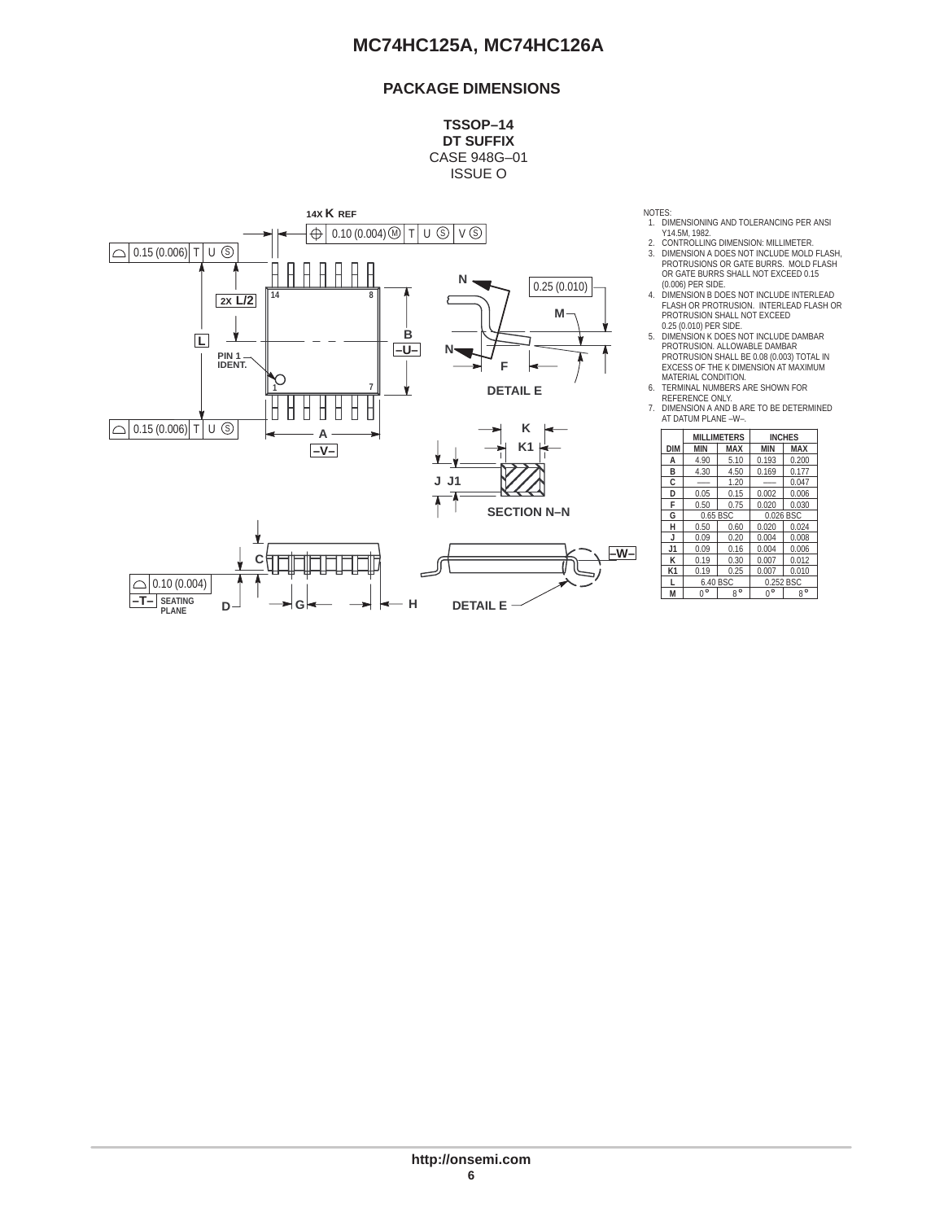## PACKAGE DIMENSIONS

**TSSOP–14**
**DT SUFFIX**
CASE 948G–01
ISSUE O

NOTES:
1. DIMENSIONING AND TOLERANCING PER ANSI Y14.5M, 1982.
2. CONTROLLING DIMENSION: MILLIMETER.
3. DIMENSION A DOES NOT INCLUDE MOLD FLASH, PROTRUSIONS OR GATE BURRS. MOLD FLASH OR GATE BURRS SHALL NOT EXCEED 0.15 (0.006) PER SIDE.
4. DIMENSION B DOES NOT INCLUDE INTERLEAD FLASH OR PROTRUSION. INTERLEAD FLASH OR PROTRUSION SHALL NOT EXCEED 0.25 (0.010) PER SIDE.
5. DIMENSION K DOES NOT INCLUDE DAMBAR PROTRUSION. ALLOWABLE DAMBAR PROTRUSION SHALL BE 0.08 (0.003) TOTAL IN EXCESS OF THE K DIMENSION AT MAXIMUM MATERIAL CONDITION.
6. TERMINAL NUMBERS ARE SHOWN FOR REFERENCE ONLY.
7. DIMENSION A AND B ARE TO BE DETERMINED AT DATUM PLANE –W–.

| DIM | MILLIMETERS MIN | MILLIMETERS MAX | INCHES MIN | INCHES MAX |
|---|---|---|---|---|
| A | 4.90 | 5.10 | 0.193 | 0.200 |
| B | 4.30 | 4.50 | 0.169 | 0.177 |
| C | --- | 1.20 | --- | 0.047 |
| D | 0.05 | 0.15 | 0.002 | 0.006 |
| F | 0.50 | 0.75 | 0.020 | 0.030 |
| G | 0.65 BSC | | 0.026 BSC | |
| H | 0.50 | 0.60 | 0.020 | 0.024 |
| J | 0.09 | 0.20 | 0.004 | 0.008 |
| J1 | 0.09 | 0.16 | 0.004 | 0.006 |
| K | 0.19 | 0.30 | 0.007 | 0.012 |
| K1 | 0.19 | 0.25 | 0.007 | 0.010 |
| L | 6.40 BSC | | 0.252 BSC | |
| M | 0° | 8° | 0° | 8° |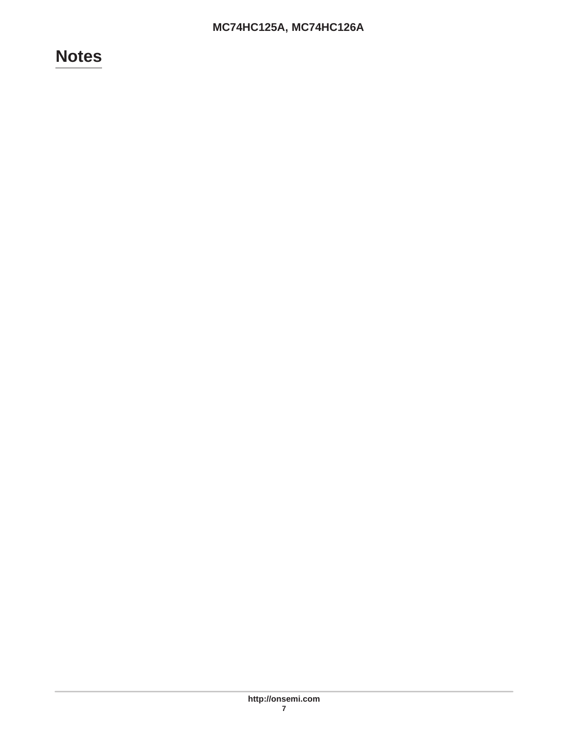# Notes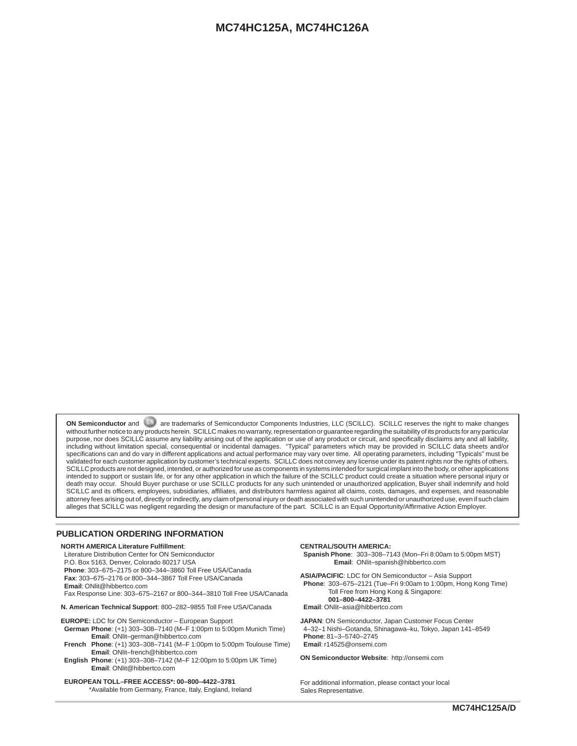**ON Semiconductor** and  are trademarks of Semiconductor Components Industries, LLC (SCILLC). SCILLC reserves the right to make changes without further notice to any products herein. SCILLC makes no warranty, representation or guarantee regarding the suitability of its products for any particular purpose, nor does SCILLC assume any liability arising out of the application or use of any product or circuit, and specifically disclaims any and all liability, including without limitation special, consequential or incidental damages. "Typical" parameters which may be provided in SCILLC data sheets and/or specifications can and do vary in different applications and actual performance may vary over time. All operating parameters, including "Typicals" must be validated for each customer application by customer's technical experts. SCILLC does not convey any license under its patent rights nor the rights of others. SCILLC products are not designed, intended, or authorized for use as components in systems intended for surgical implant into the body, or other applications intended to support or sustain life, or for any other application in which the failure of the SCILLC product could create a situation where personal injury or death may occur. Should Buyer purchase or use SCILLC products for any such unintended or unauthorized application, Buyer shall indemnify and hold SCILLC and its officers, employees, subsidiaries, affiliates, and distributors harmless against all claims, costs, damages, and expenses, and reasonable attorney fees arising out of, directly or indirectly, any claim of personal injury or death associated with such unintended or unauthorized use, even if such claim alleges that SCILLC was negligent regarding the design or manufacture of the part. SCILLC is an Equal Opportunity/Affirmative Action Employer.

## PUBLICATION ORDERING INFORMATION

**NORTH AMERICA Literature Fulfillment**:
Literature Distribution Center for ON Semiconductor
P.O. Box 5163, Denver, Colorado 80217 USA
**Phone**: 303–675–2175 or 800–344–3860 Toll Free USA/Canada
**Fax**: 303–675–2176 or 800–344–3867 Toll Free USA/Canada
**Email**: ONlit@hibbertco.com
Fax Response Line: 303–675–2167 or 800–344–3810 Toll Free USA/Canada

**N. American Technical Support**: 800–282–9855 Toll Free USA/Canada

**EUROPE:** LDC for ON Semiconductor – European Support
**German Phone**: (+1) 303–308–7140 (M–F 1:00pm to 5:00pm Munich Time)
**Email**: ONlit–german@hibbertco.com
**French Phone**: (+1) 303–308–7141 (M–F 1:00pm to 5:00pm Toulouse Time)
**Email**: ONlit–french@hibbertco.com
**English Phone**: (+1) 303–308–7142 (M–F 12:00pm to 5:00pm UK Time)
**Email**: ONlit@hibbertco.com

**EUROPEAN TOLL–FREE ACCESS*: 00–800–4422–3781**
*Available from Germany, France, Italy, England, Ireland

**CENTRAL/SOUTH AMERICA:**
**Spanish Phone**: 303–308–7143 (Mon–Fri 8:00am to 5:00pm MST)
**Email**: ONlit–spanish@hibbertco.com

**ASIA/PACIFIC**: LDC for ON Semiconductor – Asia Support
**Phone**: 303–675–2121 (Tue–Fri 9:00am to 1:00pm, Hong Kong Time)
Toll Free from Hong Kong & Singapore:
**001–800–4422–3781**
**Email**: ONlit–asia@hibbertco.com

**JAPAN**: ON Semiconductor, Japan Customer Focus Center
4–32–1 Nishi–Gotanda, Shinagawa–ku, Tokyo, Japan 141–8549
**Phone**: 81–3–5740–2745
**Email**: r14525@onsemi.com

**ON Semiconductor Website**: http://onsemi.com

For additional information, please contact your local Sales Representative.

**MC74HC125A/D**